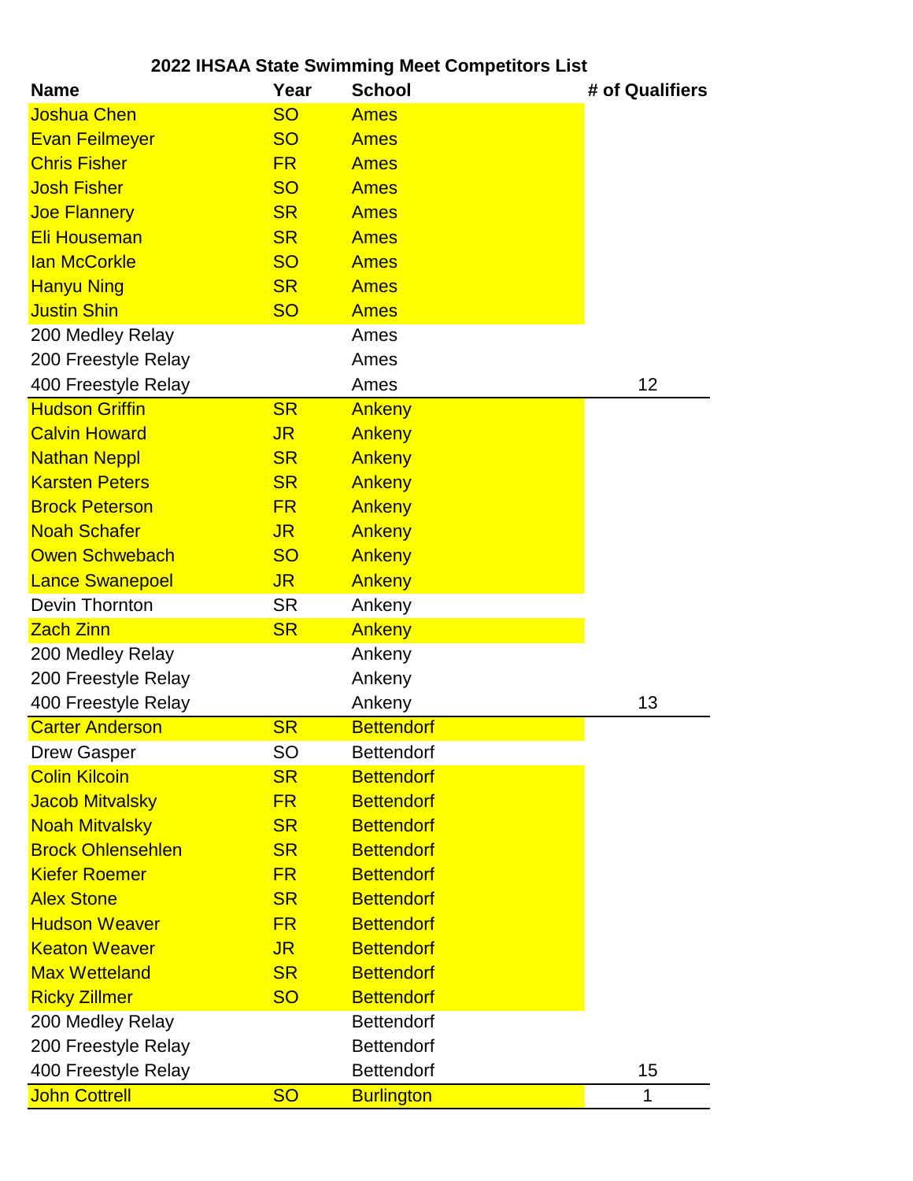# 2022 IHSAA State Swimming Meet Competitors List

| Name | Year | School | # of Qualifiers |
|---|---|---|---|
| Joshua Chen | SO | Ames | |
| Evan Feilmeyer | SO | Ames | |
| Chris Fisher | FR | Ames | |
| Josh Fisher | SO | Ames | |
| Joe Flannery | SR | Ames | |
| Eli Houseman | SR | Ames | |
| Ian McCorkle | SO | Ames | |
| Hanyu Ning | SR | Ames | |
| Justin Shin | SO | Ames | |
| 200 Medley Relay | | Ames | |
| 200 Freestyle Relay | | Ames | |
| 400 Freestyle Relay | | Ames | 12 |
| Hudson Griffin | SR | Ankeny | |
| Calvin Howard | JR | Ankeny | |
| Nathan Neppl | SR | Ankeny | |
| Karsten Peters | SR | Ankeny | |
| Brock Peterson | FR | Ankeny | |
| Noah Schafer | JR | Ankeny | |
| Owen Schwebach | SO | Ankeny | |
| Lance Swanepoel | JR | Ankeny | |
| Devin Thornton | SR | Ankeny | |
| Zach Zinn | SR | Ankeny | |
| 200 Medley Relay | | Ankeny | |
| 200 Freestyle Relay | | Ankeny | |
| 400 Freestyle Relay | | Ankeny | 13 |
| Carter Anderson | SR | Bettendorf | |
| Drew Gasper | SO | Bettendorf | |
| Colin Kilcoin | SR | Bettendorf | |
| Jacob Mitvalsky | FR | Bettendorf | |
| Noah Mitvalsky | SR | Bettendorf | |
| Brock Ohlensehlen | SR | Bettendorf | |
| Kiefer Roemer | FR | Bettendorf | |
| Alex Stone | SR | Bettendorf | |
| Hudson Weaver | FR | Bettendorf | |
| Keaton Weaver | JR | Bettendorf | |
| Max Wetteland | SR | Bettendorf | |
| Ricky Zillmer | SO | Bettendorf | |
| 200 Medley Relay | | Bettendorf | |
| 200 Freestyle Relay | | Bettendorf | |
| 400 Freestyle Relay | | Bettendorf | 15 |
| John Cottrell | SO | Burlington | 1 |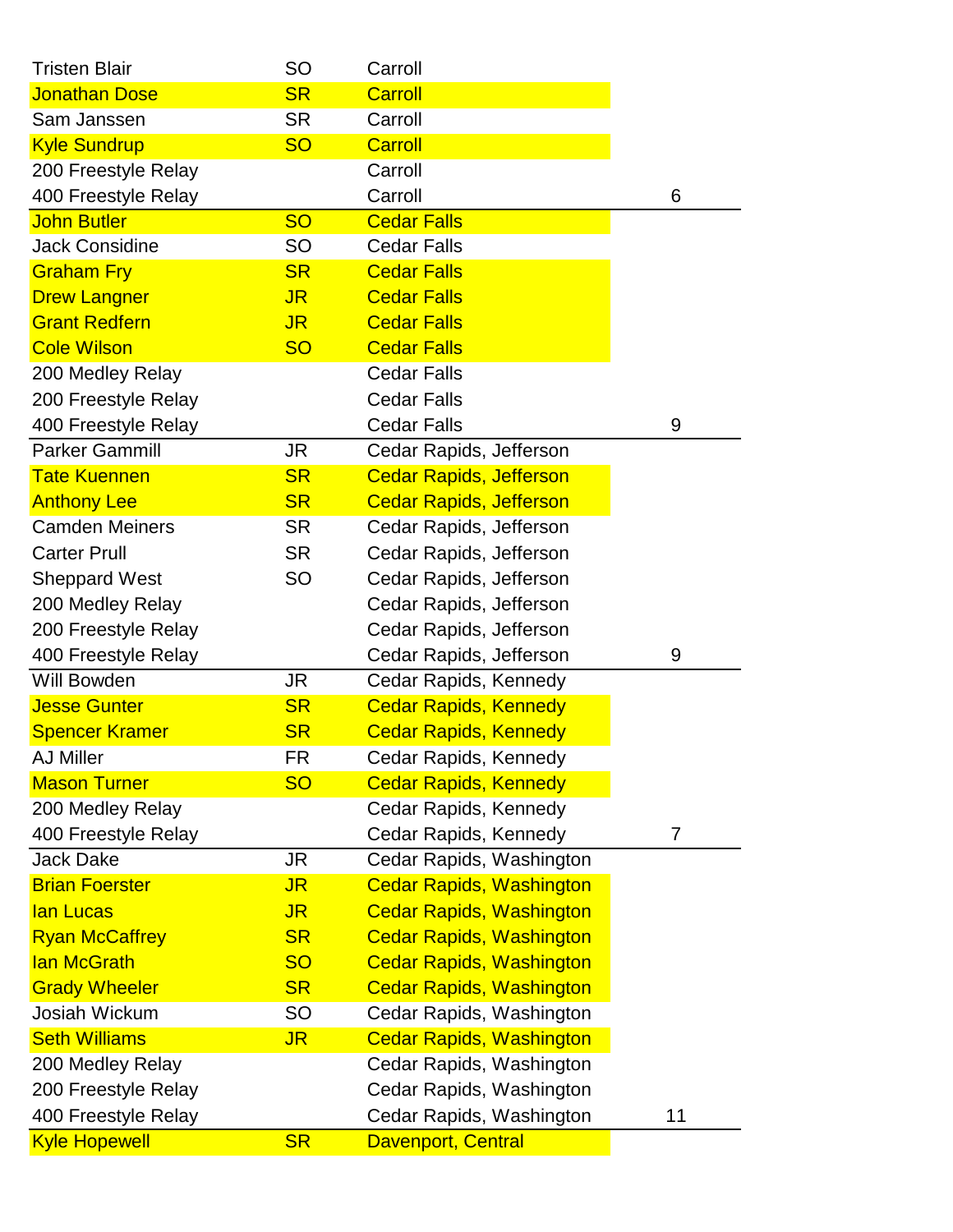| | | | |
|---|---|---|---|
| Tristen Blair | SO | Carroll | |
| Jonathan Dose | SR | Carroll | |
| Sam Janssen | SR | Carroll | |
| Kyle Sundrup | SO | Carroll | |
| 200 Freestyle Relay | | Carroll | |
| 400 Freestyle Relay | | Carroll | 6 |
| John Butler | SO | Cedar Falls | |
| Jack Considine | SO | Cedar Falls | |
| Graham Fry | SR | Cedar Falls | |
| Drew Langner | JR | Cedar Falls | |
| Grant Redfern | JR | Cedar Falls | |
| Cole Wilson | SO | Cedar Falls | |
| 200 Medley Relay | | Cedar Falls | |
| 200 Freestyle Relay | | Cedar Falls | |
| 400 Freestyle Relay | | Cedar Falls | 9 |
| Parker Gammill | JR | Cedar Rapids, Jefferson | |
| Tate Kuennen | SR | Cedar Rapids, Jefferson | |
| Anthony Lee | SR | Cedar Rapids, Jefferson | |
| Camden Meiners | SR | Cedar Rapids, Jefferson | |
| Carter Prull | SR | Cedar Rapids, Jefferson | |
| Sheppard West | SO | Cedar Rapids, Jefferson | |
| 200 Medley Relay | | Cedar Rapids, Jefferson | |
| 200 Freestyle Relay | | Cedar Rapids, Jefferson | |
| 400 Freestyle Relay | | Cedar Rapids, Jefferson | 9 |
| Will Bowden | JR | Cedar Rapids, Kennedy | |
| Jesse Gunter | SR | Cedar Rapids, Kennedy | |
| Spencer Kramer | SR | Cedar Rapids, Kennedy | |
| AJ Miller | FR | Cedar Rapids, Kennedy | |
| Mason Turner | SO | Cedar Rapids, Kennedy | |
| 200 Medley Relay | | Cedar Rapids, Kennedy | |
| 400 Freestyle Relay | | Cedar Rapids, Kennedy | 7 |
| Jack Dake | JR | Cedar Rapids, Washington | |
| Brian Foerster | JR | Cedar Rapids, Washington | |
| Ian Lucas | JR | Cedar Rapids, Washington | |
| Ryan McCaffrey | SR | Cedar Rapids, Washington | |
| Ian McGrath | SO | Cedar Rapids, Washington | |
| Grady Wheeler | SR | Cedar Rapids, Washington | |
| Josiah Wickum | SO | Cedar Rapids, Washington | |
| Seth Williams | JR | Cedar Rapids, Washington | |
| 200 Medley Relay | | Cedar Rapids, Washington | |
| 200 Freestyle Relay | | Cedar Rapids, Washington | |
| 400 Freestyle Relay | | Cedar Rapids, Washington | 11 |
| Kyle Hopewell | SR | Davenport, Central | |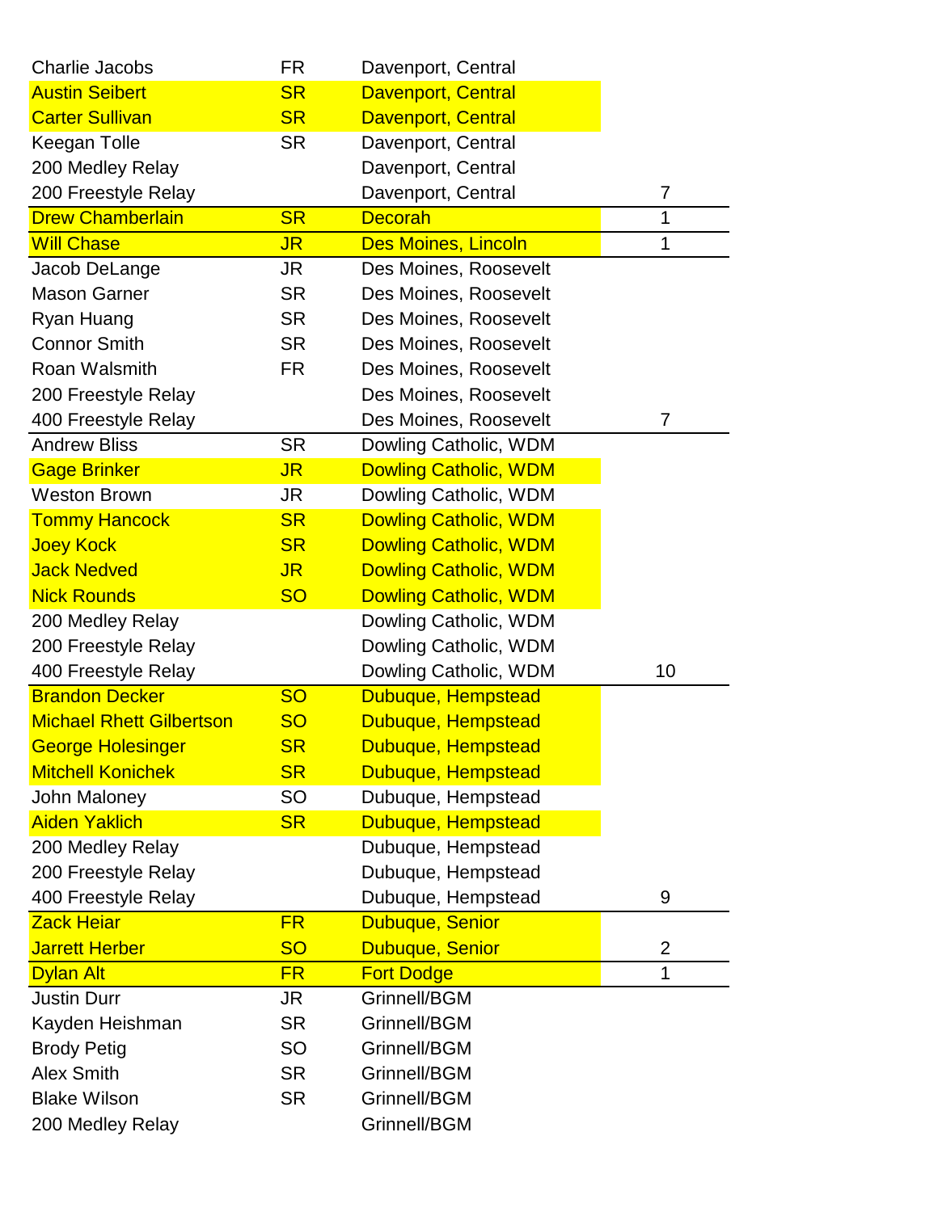| | | | |
|---|---|---|---|
| Charlie Jacobs | FR | Davenport, Central | |
| Austin Seibert | SR | Davenport, Central | |
| Carter Sullivan | SR | Davenport, Central | |
| Keegan Tolle | SR | Davenport, Central | |
| 200 Medley Relay | | Davenport, Central | |
| 200 Freestyle Relay | | Davenport, Central | 7 |
| Drew Chamberlain | SR | Decorah | 1 |
| Will Chase | JR | Des Moines, Lincoln | 1 |
| Jacob DeLange | JR | Des Moines, Roosevelt | |
| Mason Garner | SR | Des Moines, Roosevelt | |
| Ryan Huang | SR | Des Moines, Roosevelt | |
| Connor Smith | SR | Des Moines, Roosevelt | |
| Roan Walsmith | FR | Des Moines, Roosevelt | |
| 200 Freestyle Relay | | Des Moines, Roosevelt | |
| 400 Freestyle Relay | | Des Moines, Roosevelt | 7 |
| Andrew Bliss | SR | Dowling Catholic, WDM | |
| Gage Brinker | JR | Dowling Catholic, WDM | |
| Weston Brown | JR | Dowling Catholic, WDM | |
| Tommy Hancock | SR | Dowling Catholic, WDM | |
| Joey Kock | SR | Dowling Catholic, WDM | |
| Jack Nedved | JR | Dowling Catholic, WDM | |
| Nick Rounds | SO | Dowling Catholic, WDM | |
| 200 Medley Relay | | Dowling Catholic, WDM | |
| 200 Freestyle Relay | | Dowling Catholic, WDM | |
| 400 Freestyle Relay | | Dowling Catholic, WDM | 10 |
| Brandon Decker | SO | Dubuque, Hempstead | |
| Michael Rhett Gilbertson | SO | Dubuque, Hempstead | |
| George Holesinger | SR | Dubuque, Hempstead | |
| Mitchell Konichek | SR | Dubuque, Hempstead | |
| John Maloney | SO | Dubuque, Hempstead | |
| Aiden Yaklich | SR | Dubuque, Hempstead | |
| 200 Medley Relay | | Dubuque, Hempstead | |
| 200 Freestyle Relay | | Dubuque, Hempstead | |
| 400 Freestyle Relay | | Dubuque, Hempstead | 9 |
| Zack Heiar | FR | Dubuque, Senior | |
| Jarrett Herber | SO | Dubuque, Senior | 2 |
| Dylan Alt | FR | Fort Dodge | 1 |
| Justin Durr | JR | Grinnell/BGM | |
| Kayden Heishman | SR | Grinnell/BGM | |
| Brody Petig | SO | Grinnell/BGM | |
| Alex Smith | SR | Grinnell/BGM | |
| Blake Wilson | SR | Grinnell/BGM | |
| 200 Medley Relay | | Grinnell/BGM | |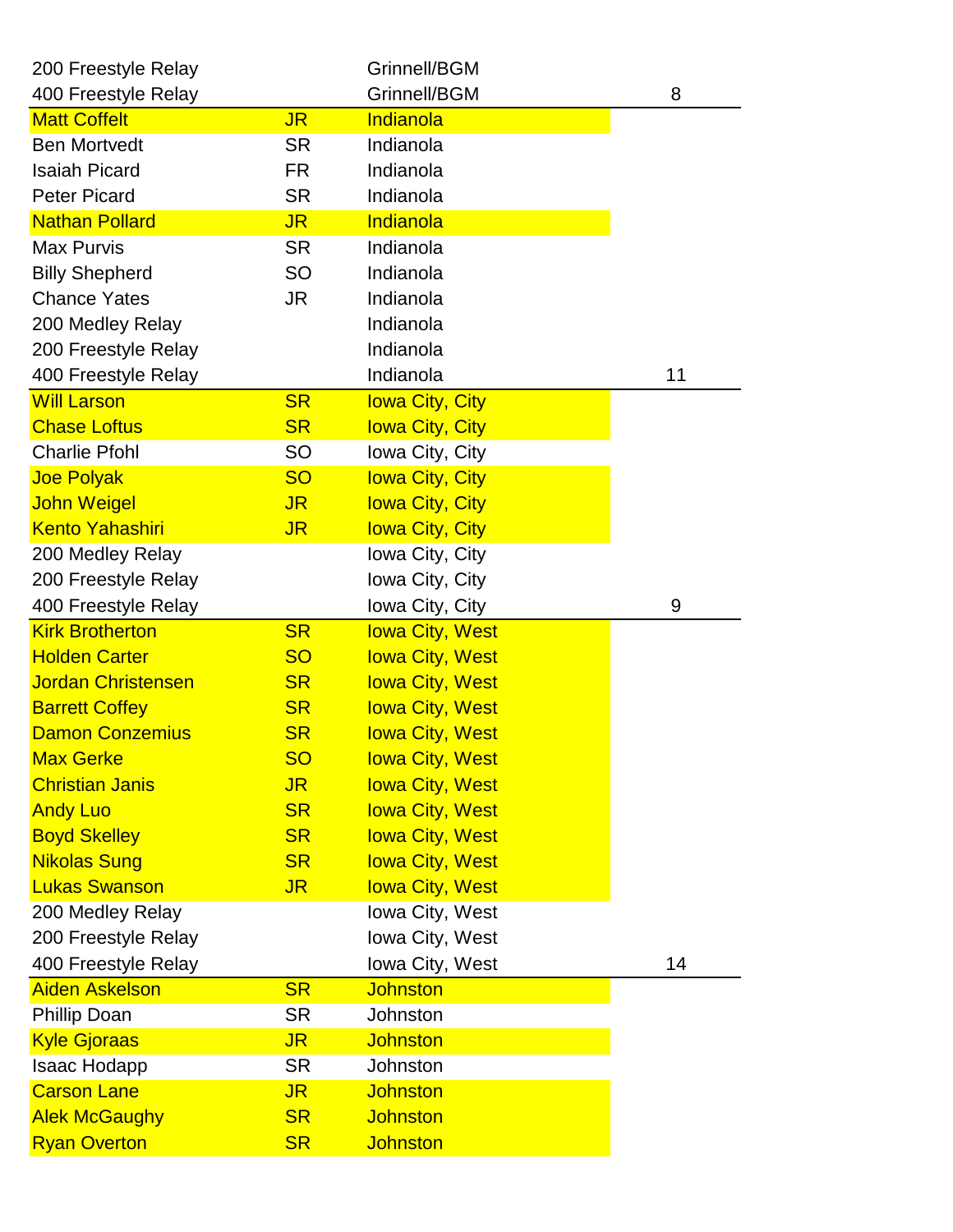| | | | |
|---|---|---|---|
| 200 Freestyle Relay | | Grinnell/BGM | |
| 400 Freestyle Relay | | Grinnell/BGM | 8 |
| Matt Coffelt | JR | Indianola | |
| Ben Mortvedt | SR | Indianola | |
| Isaiah Picard | FR | Indianola | |
| Peter Picard | SR | Indianola | |
| Nathan Pollard | JR | Indianola | |
| Max Purvis | SR | Indianola | |
| Billy Shepherd | SO | Indianola | |
| Chance Yates | JR | Indianola | |
| 200 Medley Relay | | Indianola | |
| 200 Freestyle Relay | | Indianola | |
| 400 Freestyle Relay | | Indianola | 11 |
| Will Larson | SR | Iowa City, City | |
| Chase Loftus | SR | Iowa City, City | |
| Charlie Pfohl | SO | Iowa City, City | |
| Joe Polyak | SO | Iowa City, City | |
| John Weigel | JR | Iowa City, City | |
| Kento Yahashiri | JR | Iowa City, City | |
| 200 Medley Relay | | Iowa City, City | |
| 200 Freestyle Relay | | Iowa City, City | |
| 400 Freestyle Relay | | Iowa City, City | 9 |
| Kirk Brotherton | SR | Iowa City, West | |
| Holden Carter | SO | Iowa City, West | |
| Jordan Christensen | SR | Iowa City, West | |
| Barrett Coffey | SR | Iowa City, West | |
| Damon Conzemius | SR | Iowa City, West | |
| Max Gerke | SO | Iowa City, West | |
| Christian Janis | JR | Iowa City, West | |
| Andy Luo | SR | Iowa City, West | |
| Boyd Skelley | SR | Iowa City, West | |
| Nikolas Sung | SR | Iowa City, West | |
| Lukas Swanson | JR | Iowa City, West | |
| 200 Medley Relay | | Iowa City, West | |
| 200 Freestyle Relay | | Iowa City, West | |
| 400 Freestyle Relay | | Iowa City, West | 14 |
| Aiden Askelson | SR | Johnston | |
| Phillip Doan | SR | Johnston | |
| Kyle Gjoraas | JR | Johnston | |
| Isaac Hodapp | SR | Johnston | |
| Carson Lane | JR | Johnston | |
| Alek McGaughy | SR | Johnston | |
| Ryan Overton | SR | Johnston | |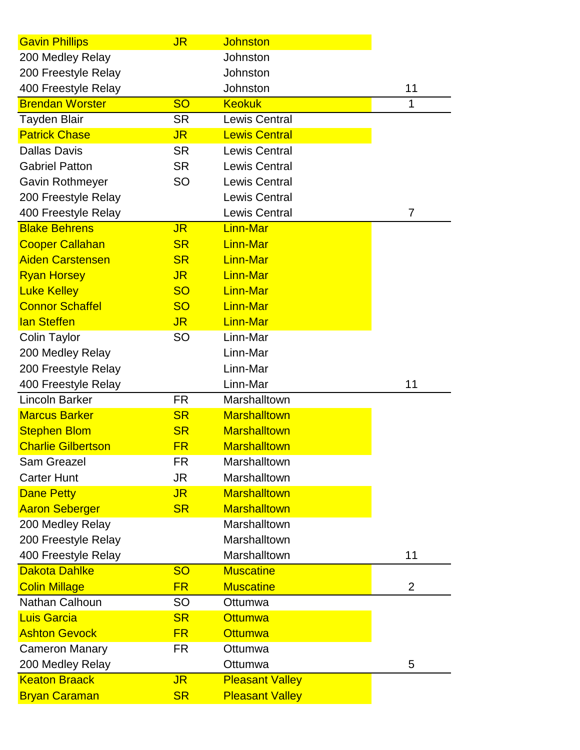| Name | Year | School | Count |
|---|---|---|---|
| Gavin Phillips | JR | Johnston | |
| 200 Medley Relay | | Johnston | |
| 200 Freestyle Relay | | Johnston | |
| 400 Freestyle Relay | | Johnston | 11 |
| Brendan Worster | SO | Keokuk | 1 |
| Tayden Blair | SR | Lewis Central | |
| Patrick Chase | JR | Lewis Central | |
| Dallas Davis | SR | Lewis Central | |
| Gabriel Patton | SR | Lewis Central | |
| Gavin Rothmeyer | SO | Lewis Central | |
| 200 Freestyle Relay | | Lewis Central | |
| 400 Freestyle Relay | | Lewis Central | 7 |
| Blake Behrens | JR | Linn-Mar | |
| Cooper Callahan | SR | Linn-Mar | |
| Aiden Carstensen | SR | Linn-Mar | |
| Ryan Horsey | JR | Linn-Mar | |
| Luke Kelley | SO | Linn-Mar | |
| Connor Schaffel | SO | Linn-Mar | |
| Ian Steffen | JR | Linn-Mar | |
| Colin Taylor | SO | Linn-Mar | |
| 200 Medley Relay | | Linn-Mar | |
| 200 Freestyle Relay | | Linn-Mar | |
| 400 Freestyle Relay | | Linn-Mar | 11 |
| Lincoln Barker | FR | Marshalltown | |
| Marcus Barker | SR | Marshalltown | |
| Stephen Blom | SR | Marshalltown | |
| Charlie Gilbertson | FR | Marshalltown | |
| Sam Greazel | FR | Marshalltown | |
| Carter Hunt | JR | Marshalltown | |
| Dane Petty | JR | Marshalltown | |
| Aaron Seberger | SR | Marshalltown | |
| 200 Medley Relay | | Marshalltown | |
| 200 Freestyle Relay | | Marshalltown | |
| 400 Freestyle Relay | | Marshalltown | 11 |
| Dakota Dahlke | SO | Muscatine | |
| Colin Millage | FR | Muscatine | 2 |
| Nathan Calhoun | SO | Ottumwa | |
| Luis Garcia | SR | Ottumwa | |
| Ashton Gevock | FR | Ottumwa | |
| Cameron Manary | FR | Ottumwa | |
| 200 Medley Relay | | Ottumwa | 5 |
| Keaton Braack | JR | Pleasant Valley | |
| Bryan Caraman | SR | Pleasant Valley | |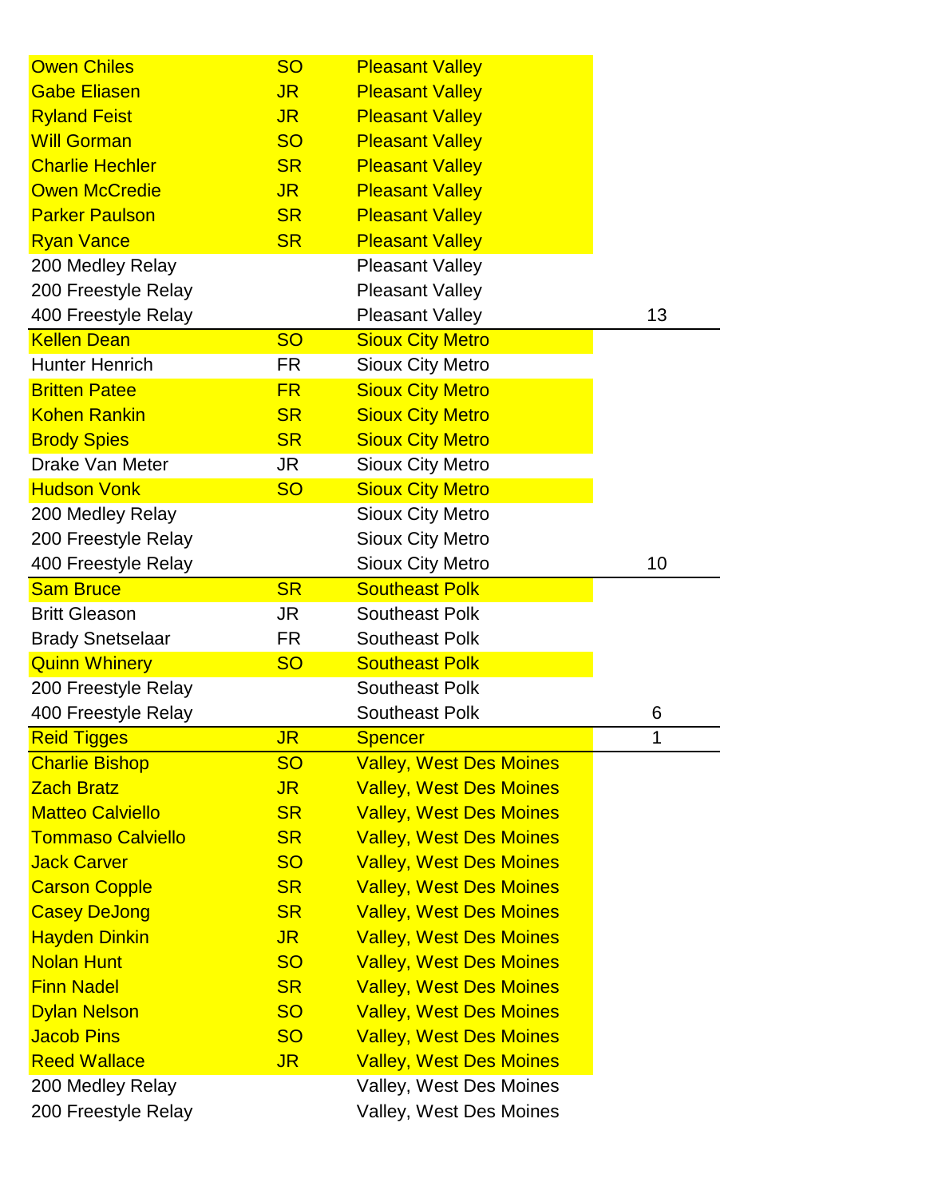| | | | |
|---|---|---|---|
| Owen Chiles | SO | Pleasant Valley | |
| Gabe Eliasen | JR | Pleasant Valley | |
| Ryland Feist | JR | Pleasant Valley | |
| Will Gorman | SO | Pleasant Valley | |
| Charlie Hechler | SR | Pleasant Valley | |
| Owen McCredie | JR | Pleasant Valley | |
| Parker Paulson | SR | Pleasant Valley | |
| Ryan Vance | SR | Pleasant Valley | |
| 200 Medley Relay | | Pleasant Valley | |
| 200 Freestyle Relay | | Pleasant Valley | |
| 400 Freestyle Relay | | Pleasant Valley | 13 |
| Kellen Dean | SO | Sioux City Metro | |
| Hunter Henrich | FR | Sioux City Metro | |
| Britten Patee | FR | Sioux City Metro | |
| Kohen Rankin | SR | Sioux City Metro | |
| Brody Spies | SR | Sioux City Metro | |
| Drake Van Meter | JR | Sioux City Metro | |
| Hudson Vonk | SO | Sioux City Metro | |
| 200 Medley Relay | | Sioux City Metro | |
| 200 Freestyle Relay | | Sioux City Metro | |
| 400 Freestyle Relay | | Sioux City Metro | 10 |
| Sam Bruce | SR | Southeast Polk | |
| Britt Gleason | JR | Southeast Polk | |
| Brady Snetselaar | FR | Southeast Polk | |
| Quinn Whinery | SO | Southeast Polk | |
| 200 Freestyle Relay | | Southeast Polk | |
| 400 Freestyle Relay | | Southeast Polk | 6 |
| Reid Tigges | JR | Spencer | 1 |
| Charlie Bishop | SO | Valley, West Des Moines | |
| Zach Bratz | JR | Valley, West Des Moines | |
| Matteo Calviello | SR | Valley, West Des Moines | |
| Tommaso Calviello | SR | Valley, West Des Moines | |
| Jack Carver | SO | Valley, West Des Moines | |
| Carson Copple | SR | Valley, West Des Moines | |
| Casey DeJong | SR | Valley, West Des Moines | |
| Hayden Dinkin | JR | Valley, West Des Moines | |
| Nolan Hunt | SO | Valley, West Des Moines | |
| Finn Nadel | SR | Valley, West Des Moines | |
| Dylan Nelson | SO | Valley, West Des Moines | |
| Jacob Pins | SO | Valley, West Des Moines | |
| Reed Wallace | JR | Valley, West Des Moines | |
| 200 Medley Relay | | Valley, West Des Moines | |
| 200 Freestyle Relay | | Valley, West Des Moines | |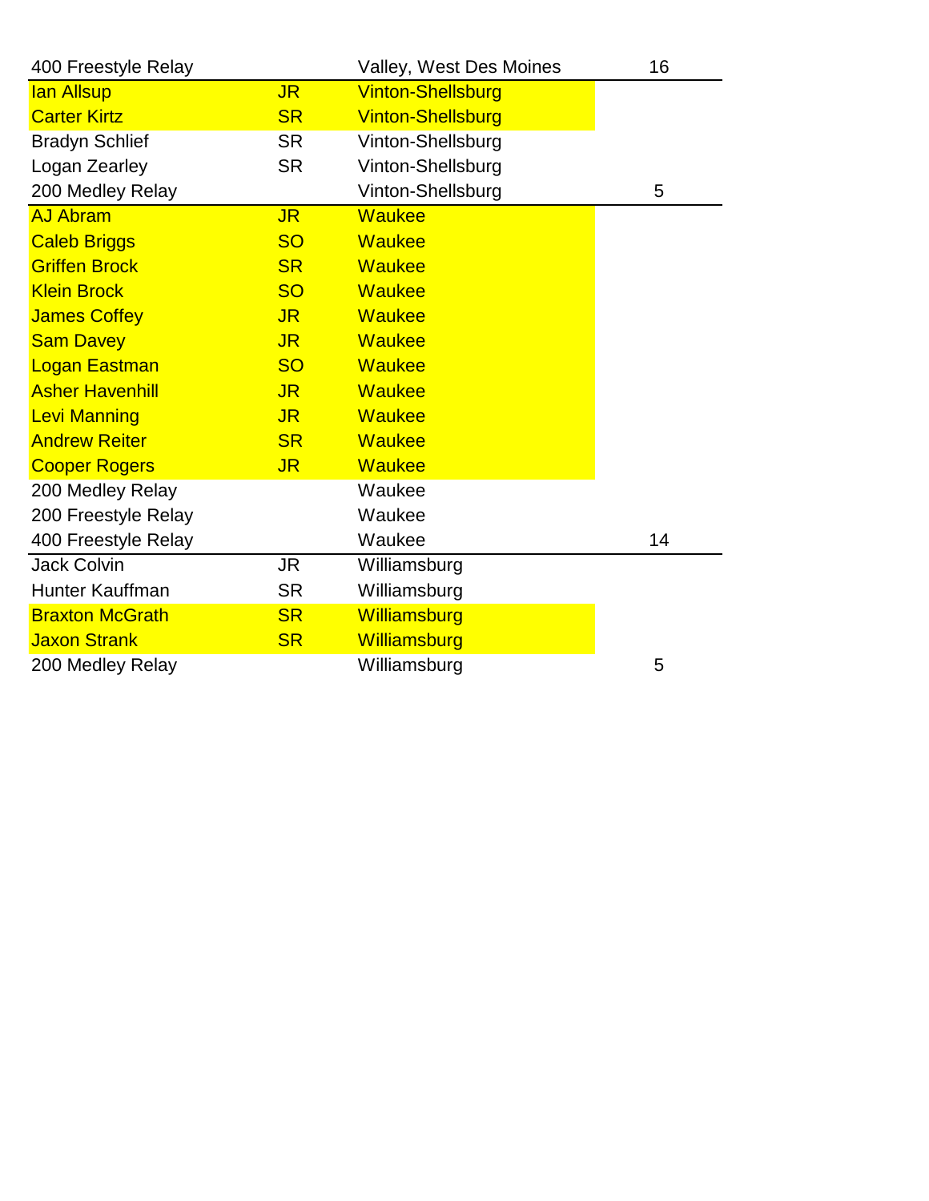| | | | |
|---|---|---|---|
| 400 Freestyle Relay | | Valley, West Des Moines | 16 |
| Ian Allsup | JR | Vinton-Shellsburg | |
| Carter Kirtz | SR | Vinton-Shellsburg | |
| Bradyn Schlief | SR | Vinton-Shellsburg | |
| Logan Zearley | SR | Vinton-Shellsburg | |
| 200 Medley Relay | | Vinton-Shellsburg | 5 |
| AJ Abram | JR | Waukee | |
| Caleb Briggs | SO | Waukee | |
| Griffen Brock | SR | Waukee | |
| Klein Brock | SO | Waukee | |
| James Coffey | JR | Waukee | |
| Sam Davey | JR | Waukee | |
| Logan Eastman | SO | Waukee | |
| Asher Havenhill | JR | Waukee | |
| Levi Manning | JR | Waukee | |
| Andrew Reiter | SR | Waukee | |
| Cooper Rogers | JR | Waukee | |
| 200 Medley Relay | | Waukee | |
| 200 Freestyle Relay | | Waukee | |
| 400 Freestyle Relay | | Waukee | 14 |
| Jack Colvin | JR | Williamsburg | |
| Hunter Kauffman | SR | Williamsburg | |
| Braxton McGrath | SR | Williamsburg | |
| Jaxon Strank | SR | Williamsburg | |
| 200 Medley Relay | | Williamsburg | 5 |